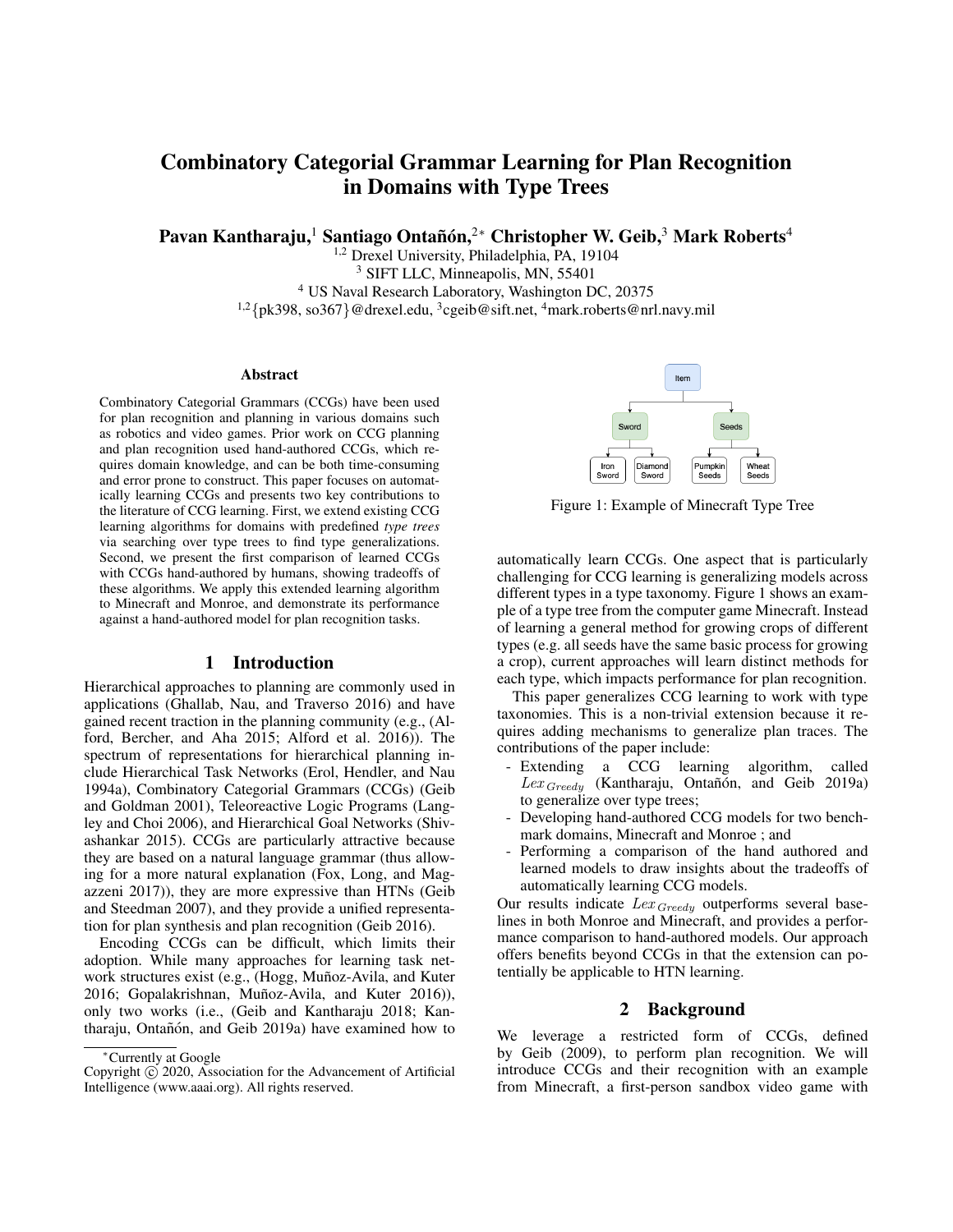# Combinatory Categorial Grammar Learning for Plan Recognition in Domains with Type Trees

**Pavan Kantharaju,[1] Santiago Ontañón,[2]* Christopher W. Geib,[3] Mark Roberts[4]**

[1,2] Drexel University, Philadelphia, PA, 19104
[3] SIFT LLC, Minneapolis, MN, 55401
[4] US Naval Research Laboratory, Washington DC, 20375
[1,2]{pk398, so367}@drexel.edu, [3]cgeib@sift.net, [4]mark.roberts@nrl.navy.mil

## Abstract

Combinatory Categorial Grammars (CCGs) have been used for plan recognition and planning in various domains such as robotics and video games. Prior work on CCG planning and plan recognition used hand-authored CCGs, which requires domain knowledge, and can be both time-consuming and error prone to construct. This paper focuses on automatically learning CCGs and presents two key contributions to the literature of CCG learning. First, we extend existing CCG learning algorithms for domains with predefined *type trees* via searching over type trees to find type generalizations. Second, we present the first comparison of learned CCGs with CCGs hand-authored by humans, showing tradeoffs of these algorithms. We apply this extended learning algorithm to Minecraft and Monroe, and demonstrate its performance against a hand-authored model for plan recognition tasks.

## 1 Introduction

Hierarchical approaches to planning are commonly used in applications (Ghallab, Nau, and Traverso 2016) and have gained recent traction in the planning community (e.g., (Alford, Bercher, and Aha 2015; Alford et al. 2016)). The spectrum of representations for hierarchical planning include Hierarchical Task Networks (Erol, Hendler, and Nau 1994a), Combinatory Categorial Grammars (CCGs) (Geib and Goldman 2001), Teleoreactive Logic Programs (Langley and Choi 2006), and Hierarchical Goal Networks (Shivashankar 2015). CCGs are particularly attractive because they are based on a natural language grammar (thus allowing for a more natural explanation (Fox, Long, and Magazzeni 2017)), they are more expressive than HTNs (Geib and Steedman 2007), and they provide a unified representation for plan synthesis and plan recognition (Geib 2016).

Encoding CCGs can be difficult, which limits their adoption. While many approaches for learning task network structures exist (e.g., (Hogg, Muñoz-Avila, and Kuter 2016; Gopalakrishnan, Muñoz-Avila, and Kuter 2016)), only two works (i.e., (Geib and Kantharaju 2018; Kantharaju, Ontañón, and Geib 2019a) have examined how to automatically learn CCGs. One aspect that is particularly challenging for CCG learning is generalizing models across different types in a type taxonomy. Figure 1 shows an example of a type tree from the computer game Minecraft. Instead of learning a general method for growing crops of different types (e.g. all seeds have the same basic process for growing a crop), current approaches will learn distinct methods for each type, which impacts performance for plan recognition.

Figure 1: Example of Minecraft Type Tree

This paper generalizes CCG learning to work with type taxonomies. This is a non-trivial extension because it requires adding mechanisms to generalize plan traces. The contributions of the paper include:

- Extending a CCG learning algorithm, called $Lex_{Greedy}$ (Kantharaju, Ontañón, and Geib 2019a) to generalize over type trees;
- Developing hand-authored CCG models for two benchmark domains, Minecraft and Monroe ; and
- Performing a comparison of the hand authored and learned models to draw insights about the tradeoffs of automatically learning CCG models.

Our results indicate $Lex_{Greedy}$ outperforms several baselines in both Monroe and Minecraft, and provides a performance comparison to hand-authored models. Our approach offers benefits beyond CCGs in that the extension can potentially be applicable to HTN learning.

## 2 Background

We leverage a restricted form of CCGs, defined by Geib (2009), to perform plan recognition. We will introduce CCGs and their recognition with an example from Minecraft, a first-person sandbox video game with

*Currently at Google

Copyright © 2020, Association for the Advancement of Artificial Intelligence (www.aaai.org). All rights reserved.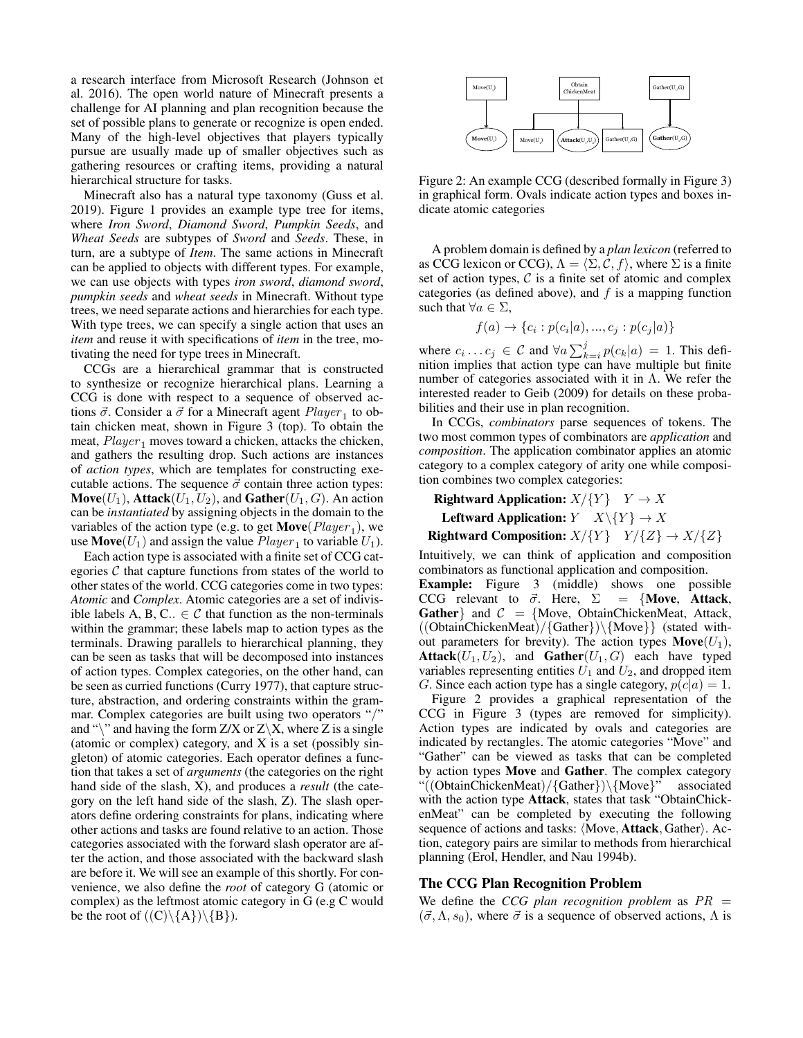a research interface from Microsoft Research (Johnson et al. 2016). The open world nature of Minecraft presents a challenge for AI planning and plan recognition because the set of possible plans to generate or recognize is open ended. Many of the high-level objectives that players typically pursue are usually made up of smaller objectives such as gathering resources or crafting items, providing a natural hierarchical structure for tasks.

Minecraft also has a natural type taxonomy (Guss et al. 2019). Figure 1 provides an example type tree for items, where *Iron Sword*, *Diamond Sword*, *Pumpkin Seeds*, and *Wheat Seeds* are subtypes of *Sword* and *Seeds*. These, in turn, are a subtype of *Item*. The same actions in Minecraft can be applied to objects with different types. For example, we can use objects with types *iron sword*, *diamond sword*, *pumpkin seeds* and *wheat seeds* in Minecraft. Without type trees, we need separate actions and hierarchies for each type. With type trees, we can specify a single action that uses an *item* and reuse it with specifications of *item* in the tree, motivating the need for type trees in Minecraft.

CCGs are a hierarchical grammar that is constructed to synthesize or recognize hierarchical plans. Learning a CCG is done with respect to a sequence of observed actions $\vec{\sigma}$. Consider a $\vec{\sigma}$ for a Minecraft agent $Player_1$ to obtain chicken meat, shown in Figure 3 (top). To obtain the meat, $Player_1$ moves toward a chicken, attacks the chicken, and gathers the resulting drop. Such actions are instances of *action types*, which are templates for constructing executable actions. The sequence $\vec{\sigma}$ contain three action types: **Move**$(U_1)$, **Attack**$(U_1, U_2)$, and **Gather**$(U_1, G)$. An action can be *instantiated* by assigning objects in the domain to the variables of the action type (e.g. to get **Move**$(Player_1)$, we use **Move**$(U_1)$ and assign the value $Player_1$ to variable $U_1$).

Each action type is associated with a finite set of CCG categories $\mathcal{C}$ that capture functions from states of the world to other states of the world. CCG categories come in two types: *Atomic* and *Complex*. Atomic categories are a set of indivisible labels A, B, C.. $\in \mathcal{C}$ that function as the non-terminals within the grammar; these labels map to action types as the terminals. Drawing parallels to hierarchical planning, they can be seen as tasks that will be decomposed into instances of action types. Complex categories, on the other hand, can be seen as curried functions (Curry 1977), that capture structure, abstraction, and ordering constraints within the grammar. Complex categories are built using two operators "/" and "\" and having the form Z/X or Z\X, where Z is a single (atomic or complex) category, and X is a set (possibly singleton) of atomic categories. Each operator defines a function that takes a set of *arguments* (the categories on the right hand side of the slash, X), and produces a *result* (the category on the left hand side of the slash, Z). The slash operators define ordering constraints for plans, indicating where other actions and tasks are found relative to an action. Those categories associated with the forward slash operator are after the action, and those associated with the backward slash are before it. We will see an example of this shortly. For convenience, we also define the *root* of category G (atomic or complex) as the leftmost atomic category in G (e.g C would be the root of $((\mathrm{C})\backslash\{\mathrm{A}\})\backslash\{\mathrm{B}\}$).

Figure 2: An example CCG (described formally in Figure 3) in graphical form. Ovals indicate action types and boxes indicate atomic categories

A problem domain is defined by a *plan lexicon* (referred to as CCG lexicon or CCG), $\Lambda = \langle \Sigma, \mathcal{C}, f \rangle$, where $\Sigma$ is a finite set of action types, $\mathcal{C}$ is a finite set of atomic and complex categories (as defined above), and $f$ is a mapping function such that $\forall a \in \Sigma$,

$$f(a) \rightarrow \{c_i : p(c_i|a), ..., c_j : p(c_j|a)\}$$

where $c_i \dots c_j \in \mathcal{C}$ and $\forall a \sum_{k=i}^{j} p(c_k|a) = 1$. This definition implies that action type can have multiple but finite number of categories associated with it in $\Lambda$. We refer the interested reader to Geib (2009) for details on these probabilities and their use in plan recognition.

In CCGs, *combinators* parse sequences of tokens. The two most common types of combinators are *application* and *composition*. The application combinator applies an atomic category to a complex category of arity one while composition combines two complex categories:

**Rightward Application:** $X/\{Y\} \quad Y \rightarrow X$

**Leftward Application:** $Y \quad X\backslash\{Y\} \rightarrow X$

**Rightward Composition:** $X/\{Y\} \quad Y/\{Z\} \rightarrow X/\{Z\}$

Intuitively, we can think of application and composition combinators as functional application and composition.

**Example:** Figure 3 (middle) shows one possible CCG relevant to $\vec{\sigma}$. Here, $\Sigma = \{$**Move**, **Attack**, **Gather**$\}$ and $\mathcal{C} = \{$Move, ObtainChickenMeat, Attack, $((\mathrm{ObtainChickenMeat})/\{\mathrm{Gather}\})\backslash\{\mathrm{Move}\}\}$ (stated without parameters for brevity). The action types **Move**$(U_1)$, **Attack**$(U_1, U_2)$, and **Gather**$(U_1, G)$ each have typed variables representing entities $U_1$ and $U_2$, and dropped item $G$. Since each action type has a single category, $p(c|a) = 1$.

Figure 2 provides a graphical representation of the CCG in Figure 3 (types are removed for simplicity). Action types are indicated by ovals and categories are indicated by rectangles. The atomic categories "Move" and "Gather" can be viewed as tasks that can be completed by action types **Move** and **Gather**. The complex category "$((\mathrm{ObtainChickenMeat})/\{\mathrm{Gather}\})\backslash\{\mathrm{Move}\}$" associated with the action type **Attack**, states that task "ObtainChickenMeat" can be completed by executing the following sequence of actions and tasks: $\langle$Move, **Attack**, Gather$\rangle$. Action, category pairs are similar to methods from hierarchical planning (Erol, Hendler, and Nau 1994b).

## The CCG Plan Recognition Problem

We define the *CCG plan recognition problem* as $PR = (\vec{\sigma}, \Lambda, s_0)$, where $\vec{\sigma}$ is a sequence of observed actions, $\Lambda$ is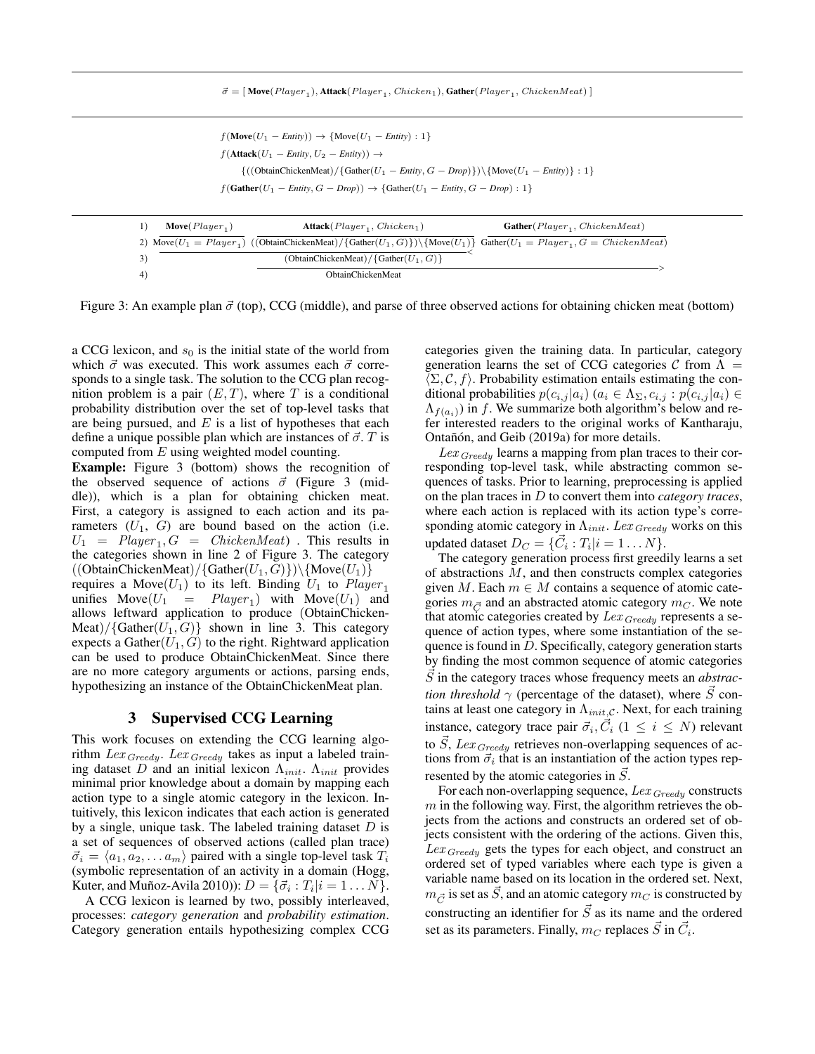$\vec{\sigma} = [\ \textbf{Move}(Player_1), \textbf{Attack}(Player_1, Chicken_1), \textbf{Gather}(Player_1, ChickenMeat)\ ]$

$$f(\textbf{Move}(U_1 - Entity)) \rightarrow \{\text{Move}(U_1 - Entity) : 1\}$$

$$f(\textbf{Attack}(U_1 - Entity, U_2 - Entity)) \rightarrow$$
$$\{((\text{ObtainChickenMeat})/\{\text{Gather}(U_1 - Entity, G - Drop)\})\backslash\{\text{Move}(U_1 - Entity)\} : 1\}$$

$$f(\textbf{Gather}(U_1 - Entity, G - Drop)) \rightarrow \{\text{Gather}(U_1 - Entity, G - Drop) : 1\}$$

| | | | |
|---|---|---|---|
| 1) | $\textbf{Move}(Player_1)$ | $\textbf{Attack}(Player_1, Chicken_1)$ | $\textbf{Gather}(Player_1, ChickenMeat)$ |
| 2) | $\text{Move}(U_1 = Player_1)$ | $((\text{ObtainChickenMeat})/\{\text{Gather}(U_1, G)\})\backslash\{\text{Move}(U_1)\}$ | $\text{Gather}(U_1 = Player_1, G = ChickenMeat)$ |
| 3) | | $(\text{ObtainChickenMeat})/\{\text{Gather}(U_1, G)\}$ $<$ | |
| 4) | | ObtainChickenMeat $>$ | |

Figure 3: An example plan $\vec{\sigma}$ (top), CCG (middle), and parse of three observed actions for obtaining chicken meat (bottom)

a CCG lexicon, and $s_0$ is the initial state of the world from which $\vec{\sigma}$ was executed. This work assumes each $\vec{\sigma}$ corresponds to a single task. The solution to the CCG plan recognition problem is a pair $(E, T)$, where $T$ is a conditional probability distribution over the set of top-level tasks that are being pursued, and $E$ is a list of hypotheses that each define a unique possible plan which are instances of $\vec{\sigma}$. $T$ is computed from $E$ using weighted model counting.

**Example:** Figure 3 (bottom) shows the recognition of the observed sequence of actions $\vec{\sigma}$ (Figure 3 (middle)), which is a plan for obtaining chicken meat. First, a category is assigned to each action and its parameters ($U_1$, $G$) are bound based on the action (i.e. $U_1 = Player_1, G = ChickenMeat$) . This results in the categories shown in line 2 of Figure 3. The category $((\text{ObtainChickenMeat})/\{\text{Gather}(U_1, G)\})\backslash\{\text{Move}(U_1)\}$ requires a $\text{Move}(U_1)$ to its left. Binding $U_1$ to $Player_1$ unifies $\text{Move}(U_1 = Player_1)$ with $\text{Move}(U_1)$ and allows leftward application to produce $(\text{ObtainChickenMeat})/\{\text{Gather}(U_1, G)\}$ shown in line 3. This category expects a $\text{Gather}(U_1, G)$ to the right. Rightward application can be used to produce ObtainChickenMeat. Since there are no more category arguments or actions, parsing ends, hypothesizing an instance of the ObtainChickenMeat plan.

## 3 Supervised CCG Learning

This work focuses on extending the CCG learning algorithm $Lex_{Greedy}$. $Lex_{Greedy}$ takes as input a labeled training dataset $D$ and an initial lexicon $\Lambda_{init}$. $\Lambda_{init}$ provides minimal prior knowledge about a domain by mapping each action type to a single atomic category in the lexicon. Intuitively, this lexicon indicates that each action is generated by a single, unique task. The labeled training dataset $D$ is a set of sequences of observed actions (called plan trace) $\vec{\sigma}_i = \langle a_1, a_2, \ldots a_m \rangle$ paired with a single top-level task $T_i$ (symbolic representation of an activity in a domain (Hogg, Kuter, and Muñoz-Avila 2010)): $D = \{\vec{\sigma}_i : T_i | i = 1 \ldots N\}$.

A CCG lexicon is learned by two, possibly interleaved, processes: *category generation* and *probability estimation*. Category generation entails hypothesizing complex CCG categories given the training data. In particular, category generation learns the set of CCG categories $\mathcal{C}$ from $\Lambda = \langle \Sigma, \mathcal{C}, f \rangle$. Probability estimation entails estimating the conditional probabilities $p(c_{i,j}|a_i)$ ($a_i \in \Lambda_\Sigma, c_{i,j} : p(c_{i,j}|a_i) \in \Lambda_{f(a_i)}$) in $f$. We summarize both algorithm's below and refer interested readers to the original works of Kantharaju, Ontañón, and Geib (2019a) for more details.

$Lex_{Greedy}$ learns a mapping from plan traces to their corresponding top-level task, while abstracting common sequences of tasks. Prior to learning, preprocessing is applied on the plan traces in $D$ to convert them into *category traces*, where each action is replaced with its action type's corresponding atomic category in $\Lambda_{init}$. $Lex_{Greedy}$ works on this updated dataset $D_C = \{\vec{C}_i : T_i | i = 1 \ldots N\}$.

The category generation process first greedily learns a set of abstractions $M$, and then constructs complex categories given $M$. Each $m \in M$ contains a sequence of atomic categories $m_{\vec{C}}$ and an abstracted atomic category $m_C$. We note that atomic categories created by $Lex_{Greedy}$ represents a sequence of action types, where some instantiation of the sequence is found in $D$. Specifically, category generation starts by finding the most common sequence of atomic categories $\vec{S}$ in the category traces whose frequency meets an *abstraction threshold* $\gamma$ (percentage of the dataset), where $\vec{S}$ contains at least one category in $\Lambda_{init,\mathcal{C}}$. Next, for each training instance, category trace pair $\vec{\sigma}_i, \vec{C}_i$ ($1 \leq i \leq N$) relevant to $\vec{S}$, $Lex_{Greedy}$ retrieves non-overlapping sequences of actions from $\vec{\sigma}_i$ that is an instantiation of the action types represented by the atomic categories in $\vec{S}$.

For each non-overlapping sequence, $Lex_{Greedy}$ constructs $m$ in the following way. First, the algorithm retrieves the objects from the actions and constructs an ordered set of objects consistent with the ordering of the actions. Given this, $Lex_{Greedy}$ gets the types for each object, and construct an ordered set of typed variables where each type is given a variable name based on its location in the ordered set. Next, $m_{\vec{C}}$ is set as $\vec{S}$, and an atomic category $m_C$ is constructed by constructing an identifier for $\vec{S}$ as its name and the ordered set as its parameters. Finally, $m_C$ replaces $\vec{S}$ in $\vec{C}_i$.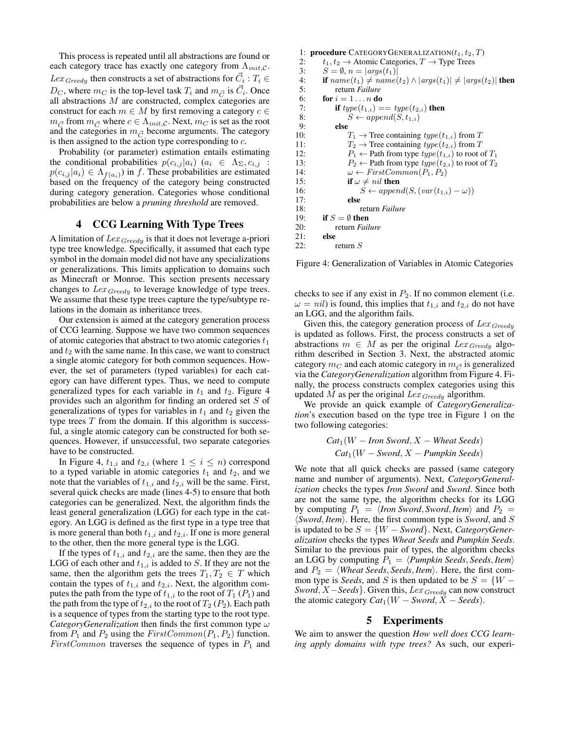This process is repeated until all abstractions are found or each category trace has exactly one category from $\Lambda_{init,\mathcal{C}}$. $Lex_{Greedy}$ then constructs a set of abstractions for $\vec{C_i} : T_i \in D_C$, where $m_C$ is the top-level task $T_i$ and $m_{\vec{C}}$ is $\vec{C_i}$. Once all abstractions $M$ are constructed, complex categories are construct for each $m \in M$ by first removing a category $c \in m_{\vec{C}}$ from $m_{\vec{C}}$ where $c \in \Lambda_{init,\mathcal{C}}$. Next, $m_C$ is set as the root and the categories in $m_{\vec{C}}$ become arguments. The category is then assigned to the action type corresponding to $c$.

Probability (or parameter) estimation entails estimating the conditional probabilities $p(c_{i,j}|a_i)$ ($a_i \in \Lambda_\Sigma, c_{i,j} : p(c_{i,j}|a_i) \in \Lambda_{f(a_i)}$) in $f$. These probabilities are estimated based on the frequency of the category being constructed during category generation. Categories whose conditional probabilities are below a *pruning threshold* are removed.

## 4 CCG Learning With Type Trees

A limitation of $Lex_{Greedy}$ is that it does not leverage a-priori type tree knowledge. Specifically, it assumed that each type symbol in the domain model did not have any specializations or generalizations. This limits application to domains such as Minecraft or Monroe. This section presents necessary changes to $Lex_{Greedy}$ to leverage knowledge of type trees. We assume that these type trees capture the type/subtype relations in the domain as inheritance trees.

Our extension is aimed at the category generation process of CCG learning. Suppose we have two common sequences of atomic categories that abstract to two atomic categories $t_1$ and $t_2$ with the same name. In this case, we want to construct a single atomic category for both common sequences. However, the set of parameters (typed variables) for each category can have different types. Thus, we need to compute generalized types for each variable in $t_1$ and $t_2$. Figure 4 provides such an algorithm for finding an ordered set $S$ of generalizations of types for variables in $t_1$ and $t_2$ given the type trees $T$ from the domain. If this algorithm is successful, a single atomic category can be constructed for both sequences. However, if unsuccessful, two separate categories have to be constructed.

In Figure 4, $t_{1,i}$ and $t_{2,i}$ (where $1 \leq i \leq n$) correspond to a typed variable in atomic categories $t_1$ and $t_2$, and we note that the variables of $t_{1,i}$ and $t_{2,i}$ will be the same. First, several quick checks are made (lines 4-5) to ensure that both categories can be generalized. Next, the algorithm finds the least general generalization (LGG) for each type in the category. An LGG is defined as the first type in a type tree that is more general than both $t_{1,i}$ and $t_{2,i}$. If one is more general to the other, then the more general type is the LGG.

If the types of $t_{1,i}$ and $t_{2,i}$ are the same, then they are the LGG of each other and $t_{1,i}$ is added to $S$. If they are not the same, then the algorithm gets the trees $T_1, T_2 \in T$ which contain the types of $t_{1,i}$ and $t_{2,i}$. Next, the algorithm computes the path from the type of $t_{1,i}$ to the root of $T_1$ ($P_1$) and the path from the type of $t_{2,i}$ to the root of $T_2$ ($P_2$). Each path is a sequence of types from the starting type to the root type. ***CategoryGeneralization*** then finds the first common type $\omega$ from $P_1$ and $P_2$ using the $FirstCommon(P_1, P_2)$ function. $FirstCommon$ traverses the sequence of types in $P_1$ and checks to see if any exist in $P_2$. If no common element (i.e. $\omega = nil$) is found, this implies that $t_{1,i}$ and $t_{2,i}$ do not have an LGG, and the algorithm fails.

```
1:  procedure CATEGORYGENERALIZATION(t1, t2, T)
2:      t1, t2 → Atomic Categories, T → Type Trees
3:      S = ∅, n = |args(t1)|
4:      if name(t1) ≠ name(t2) ∧ |args(t1)| ≠ |args(t2)| then
5:          return Failure
6:      for i = 1 ... n do
7:          if type(t1,i) == type(t2,i) then
8:              S ← append(S, t1,i)
9:          else
10:             T1 → Tree containing type(t1,i) from T
11:             T2 → Tree containing type(t2,i) from T
12:             P1 ← Path from type type(t1,i) to root of T1
13:             P2 ← Path from type type(t2,i) to root of T2
14:             ω ← FirstCommon(P1, P2)
15:             if ω ≠ nil then
16:                 S ← append(S, (var(t1,i) − ω))
17:             else
18:                 return Failure
19:     if S = ∅ then
20:         return Failure
21:     else
22:         return S
```

Figure 4: Generalization of Variables in Atomic Categories

Given this, the category generation process of $Lex_{Greedy}$ is updated as follows. First, the process constructs a set of abstractions $m \in M$ as per the original $Lex_{Greedy}$ algorithm described in Section 3. Next, the abstracted atomic category $m_C$ and each atomic category in $m_{\vec{C}}$ is generalized via the *CategoryGeneralization* algorithm from Figure 4. Finally, the process constructs complex categories using this updated $M$ as per the original $Lex_{Greedy}$ algorithm.

We provide an quick example of *CategoryGeneralization*'s execution based on the type tree in Figure 1 on the two following categories:

$$Cat_1(W - \textit{Iron Sword}, X - \textit{Wheat Seeds})$$
$$Cat_1(W - \textit{Sword}, X - \textit{Pumpkin Seeds})$$

We note that all quick checks are passed (same category name and number of arguments). Next, *CategoryGeneralization* checks the types *Iron Sword* and *Sword*. Since both are not the same type, the algorithm checks for its LGG by computing $P_1 = \langle \textit{Iron Sword}, \textit{Sword}, \textit{Item} \rangle$ and $P_2 = \langle \textit{Sword}, \textit{Item} \rangle$. Here, the first common type is *Sword*, and $S$ is updated to be $S = \{W - \textit{Sword}\}$. Next, *CategoryGeneralization* checks the types *Wheat Seeds* and *Pumpkin Seeds*. Similar to the previous pair of types, the algorithm checks an LGG by computing $P_1 = \langle \textit{Pumpkin Seeds}, \textit{Seeds}, \textit{Item} \rangle$ and $P_2 = \langle \textit{Wheat Seeds}, \textit{Seeds}, \textit{Item} \rangle$. Here, the first common type is *Seeds*, and $S$ is then updated to be $S = \{W - \textit{Sword}, X - \textit{Seeds}\}$. Given this, $Lex_{Greedy}$ can now construct the atomic category $Cat_1(W - \textit{Sword}, X - \textit{Seeds})$.

## 5 Experiments

We aim to answer the question *How well does CCG learning apply domains with type trees?* As such, our experi-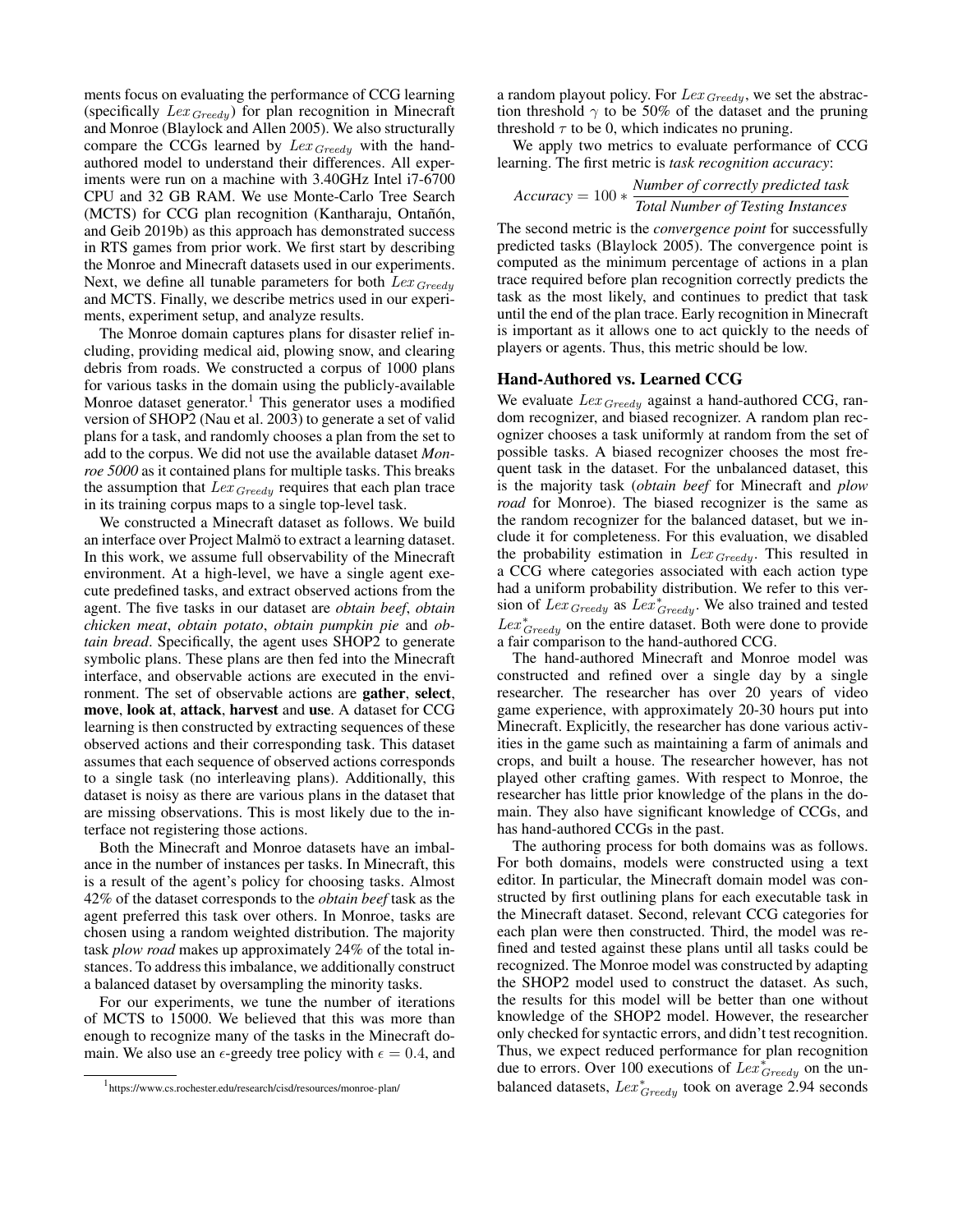ments focus on evaluating the performance of CCG learning (specifically $Lex_{Greedy}$) for plan recognition in Minecraft and Monroe (Blaylock and Allen 2005). We also structurally compare the CCGs learned by $Lex_{Greedy}$ with the hand-authored model to understand their differences. All experiments were run on a machine with 3.40GHz Intel i7-6700 CPU and 32 GB RAM. We use Monte-Carlo Tree Search (MCTS) for CCG plan recognition (Kantharaju, Ontañón, and Geib 2019b) as this approach has demonstrated success in RTS games from prior work. We first start by describing the Monroe and Minecraft datasets used in our experiments. Next, we define all tunable parameters for both $Lex_{Greedy}$ and MCTS. Finally, we describe metrics used in our experiments, experiment setup, and analyze results.

The Monroe domain captures plans for disaster relief including, providing medical aid, plowing snow, and clearing debris from roads. We constructed a corpus of 1000 plans for various tasks in the domain using the publicly-available Monroe dataset generator.[1] This generator uses a modified version of SHOP2 (Nau et al. 2003) to generate a set of valid plans for a task, and randomly chooses a plan from the set to add to the corpus. We did not use the available dataset *Monroe 5000* as it contained plans for multiple tasks. This breaks the assumption that $Lex_{Greedy}$ requires that each plan trace in its training corpus maps to a single top-level task.

We constructed a Minecraft dataset as follows. We build an interface over Project Malmö to extract a learning dataset. In this work, we assume full observability of the Minecraft environment. At a high-level, we have a single agent execute predefined tasks, and extract observed actions from the agent. The five tasks in our dataset are *obtain beef*, *obtain chicken meat*, *obtain potato*, *obtain pumpkin pie* and *obtain bread*. Specifically, the agent uses SHOP2 to generate symbolic plans. These plans are then fed into the Minecraft interface, and observable actions are executed in the environment. The set of observable actions are **gather**, **select**, **move**, **look at**, **attack**, **harvest** and **use**. A dataset for CCG learning is then constructed by extracting sequences of these observed actions and their corresponding task. This dataset assumes that each sequence of observed actions corresponds to a single task (no interleaving plans). Additionally, this dataset is noisy as there are various plans in the dataset that are missing observations. This is most likely due to the interface not registering those actions.

Both the Minecraft and Monroe datasets have an imbalance in the number of instances per tasks. In Minecraft, this is a result of the agent's policy for choosing tasks. Almost 42% of the dataset corresponds to the *obtain beef* task as the agent preferred this task over others. In Monroe, tasks are chosen using a random weighted distribution. The majority task *plow road* makes up approximately 24% of the total instances. To address this imbalance, we additionally construct a balanced dataset by oversampling the minority tasks.

For our experiments, we tune the number of iterations of MCTS to 15000. We believed that this was more than enough to recognize many of the tasks in the Minecraft domain. We also use an $\epsilon$-greedy tree policy with $\epsilon = 0.4$, and a random playout policy. For $Lex_{Greedy}$, we set the abstraction threshold $\gamma$ to be 50% of the dataset and the pruning threshold $\tau$ to be 0, which indicates no pruning.

We apply two metrics to evaluate performance of CCG learning. The first metric is *task recognition accuracy*:

$$Accuracy = 100 * \frac{\textit{Number of correctly predicted task}}{\textit{Total Number of Testing Instances}}$$

The second metric is the *convergence point* for successfully predicted tasks (Blaylock 2005). The convergence point is computed as the minimum percentage of actions in a plan trace required before plan recognition correctly predicts the task as the most likely, and continues to predict that task until the end of the plan trace. Early recognition in Minecraft is important as it allows one to act quickly to the needs of players or agents. Thus, this metric should be low.

## Hand-Authored vs. Learned CCG

We evaluate $Lex_{Greedy}$ against a hand-authored CCG, random recognizer, and biased recognizer. A random plan recognizer chooses a task uniformly at random from the set of possible tasks. A biased recognizer chooses the most frequent task in the dataset. For the unbalanced dataset, this is the majority task (*obtain beef* for Minecraft and *plow road* for Monroe). The biased recognizer is the same as the random recognizer for the balanced dataset, but we include it for completeness. For this evaluation, we disabled the probability estimation in $Lex_{Greedy}$. This resulted in a CCG where categories associated with each action type had a uniform probability distribution. We refer to this version of $Lex_{Greedy}$ as $Lex^*_{Greedy}$. We also trained and tested $Lex^*_{Greedy}$ on the entire dataset. Both were done to provide a fair comparison to the hand-authored CCG.

The hand-authored Minecraft and Monroe model was constructed and refined over a single day by a single researcher. The researcher has over 20 years of video game experience, with approximately 20-30 hours put into Minecraft. Explicitly, the researcher has done various activities in the game such as maintaining a farm of animals and crops, and built a house. The researcher however, has not played other crafting games. With respect to Monroe, the researcher has little prior knowledge of the plans in the domain. They also have significant knowledge of CCGs, and has hand-authored CCGs in the past.

The authoring process for both domains was as follows. For both domains, models were constructed using a text editor. In particular, the Minecraft domain model was constructed by first outlining plans for each executable task in the Minecraft dataset. Second, relevant CCG categories for each plan were then constructed. Third, the model was refined and tested against these plans until all tasks could be recognized. The Monroe model was constructed by adapting the SHOP2 model used to construct the dataset. As such, the results for this model will be better than one without knowledge of the SHOP2 model. However, the researcher only checked for syntactic errors, and didn't test recognition. Thus, we expect reduced performance for plan recognition due to errors. Over 100 executions of $Lex^*_{Greedy}$ on the unbalanced datasets, $Lex^*_{Greedy}$ took on average 2.94 seconds

[1] https://www.cs.rochester.edu/research/cisd/resources/monroe-plan/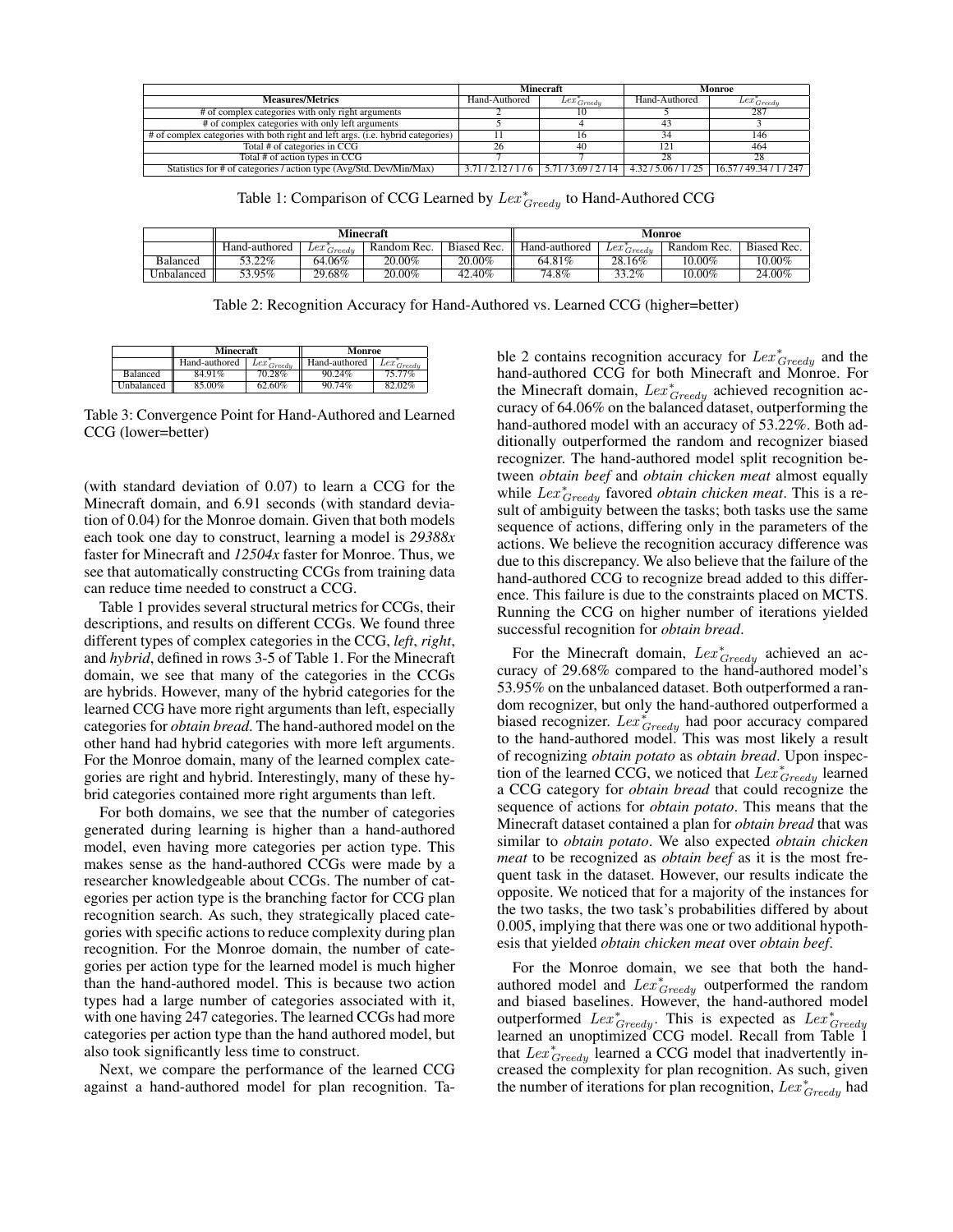| Measures/Metrics | Minecraft | | Monroe | |
|---|---|---|---|---|
| | Hand-Authored | $Lex^*_{Greedy}$ | Hand-Authored | $Lex^*_{Greedy}$ |
| # of complex categories with only right arguments | 2 | 10 | 5 | 287 |
| # of complex categories with only left arguments | 5 | 4 | 43 | 3 |
| # of complex categories with both right and left args. (i.e. hybrid categories) | 11 | 16 | 34 | 146 |
| Total # of categories in CCG | 26 | 40 | 121 | 464 |
| Total # of action types in CCG | 7 | 7 | 28 | 28 |
| Statistics for # of categories / action type (Avg/Std. Dev/Min/Max) | 3.71 / 2.12 / 1 / 6 | 5.71 / 3.69 / 2 / 14 | 4.32 / 5.06 / 1 / 25 | 16.57 / 49.34 / 1 / 247 |

Table 1: Comparison of CCG Learned by $Lex^*_{Greedy}$ to Hand-Authored CCG

| | Minecraft | | | | Monroe | | | |
|---|---|---|---|---|---|---|---|---|
| | Hand-authored | $Lex^*_{Greedy}$ | Random Rec. | Biased Rec. | Hand-authored | $Lex^*_{Greedy}$ | Random Rec. | Biased Rec. |
| Balanced | 53.22% | 64.06% | 20.00% | 20.00% | 64.81% | 28.16% | 10.00% | 10.00% |
| Unbalanced | 53.95% | 29.68% | 20.00% | 42.40% | 74.8% | 33.2% | 10.00% | 24.00% |

Table 2: Recognition Accuracy for Hand-Authored vs. Learned CCG (higher=better)

| | Minecraft | | Monroe | |
|---|---|---|---|---|
| | Hand-authored | $Lex^*_{Greedy}$ | Hand-authored | $Lex^*_{Greedy}$ |
| Balanced | 84.91% | 70.28% | 90.24% | 75.77% |
| Unbalanced | 85.00% | 62.60% | 90.74% | 82.02% |

Table 3: Convergence Point for Hand-Authored and Learned CCG (lower=better)

(with standard deviation of 0.07) to learn a CCG for the Minecraft domain, and 6.91 seconds (with standard deviation of 0.04) for the Monroe domain. Given that both models each took one day to construct, learning a model is *29388x* faster for Minecraft and *12504x* faster for Monroe. Thus, we see that automatically constructing CCGs from training data can reduce time needed to construct a CCG.

Table 1 provides several structural metrics for CCGs, their descriptions, and results on different CCGs. We found three different types of complex categories in the CCG, *left*, *right*, and *hybrid*, defined in rows 3-5 of Table 1. For the Minecraft domain, we see that many of the categories in the CCGs are hybrids. However, many of the hybrid categories for the learned CCG have more right arguments than left, especially categories for *obtain bread*. The hand-authored model on the other hand had hybrid categories with more left arguments. For the Monroe domain, many of the learned complex categories are right and hybrid. Interestingly, many of these hybrid categories contained more right arguments than left.

For both domains, we see that the number of categories generated during learning is higher than a hand-authored model, even having more categories per action type. This makes sense as the hand-authored CCGs were made by a researcher knowledgeable about CCGs. The number of categories per action type is the branching factor for CCG plan recognition search. As such, they strategically placed categories with specific actions to reduce complexity during plan recognition. For the Monroe domain, the number of categories per action type for the learned model is much higher than the hand-authored model. This is because two action types had a large number of categories associated with it, with one having 247 categories. The learned CCGs had more categories per action type than the hand authored model, but also took significantly less time to construct.

Next, we compare the performance of the learned CCG against a hand-authored model for plan recognition. Table 2 contains recognition accuracy for $Lex^*_{Greedy}$ and the hand-authored CCG for both Minecraft and Monroe. For the Minecraft domain, $Lex^*_{Greedy}$ achieved recognition accuracy of 64.06% on the balanced dataset, outperforming the hand-authored model with an accuracy of 53.22%. Both additionally outperformed the random and recognizer biased recognizer. The hand-authored model split recognition between *obtain beef* and *obtain chicken meat* almost equally while $Lex^*_{Greedy}$ favored *obtain chicken meat*. This is a result of ambiguity between the tasks; both tasks use the same sequence of actions, differing only in the parameters of the actions. We believe the recognition accuracy difference was due to this discrepancy. We also believe that the failure of the hand-authored CCG to recognize bread added to this difference. This failure is due to the constraints placed on MCTS. Running the CCG on higher number of iterations yielded successful recognition for *obtain bread*.

For the Minecraft domain, $Lex^*_{Greedy}$ achieved an accuracy of 29.68% compared to the hand-authored model's 53.95% on the unbalanced dataset. Both outperformed a random recognizer, but only the hand-authored outperformed a biased recognizer. $Lex^*_{Greedy}$ had poor accuracy compared to the hand-authored model. This was most likely a result of recognizing *obtain potato* as *obtain bread*. Upon inspection of the learned CCG, we noticed that $Lex^*_{Greedy}$ learned a CCG category for *obtain bread* that could recognize the sequence of actions for *obtain potato*. This means that the Minecraft dataset contained a plan for *obtain bread* that was similar to *obtain potato*. We also expected *obtain chicken meat* to be recognized as *obtain beef* as it is the most frequent task in the dataset. However, our results indicate the opposite. We noticed that for a majority of the instances for the two tasks, the two task's probabilities differed by about 0.005, implying that there was one or two additional hypothesis that yielded *obtain chicken meat* over *obtain beef*.

For the Monroe domain, we see that both the hand-authored model and $Lex^*_{Greedy}$ outperformed the random and biased baselines. However, the hand-authored model outperformed $Lex^*_{Greedy}$. This is expected as $Lex^*_{Greedy}$ learned an unoptimized CCG model. Recall from Table 1 that $Lex^*_{Greedy}$ learned a CCG model that inadvertently increased the complexity for plan recognition. As such, given the number of iterations for plan recognition, $Lex^*_{Greedy}$ had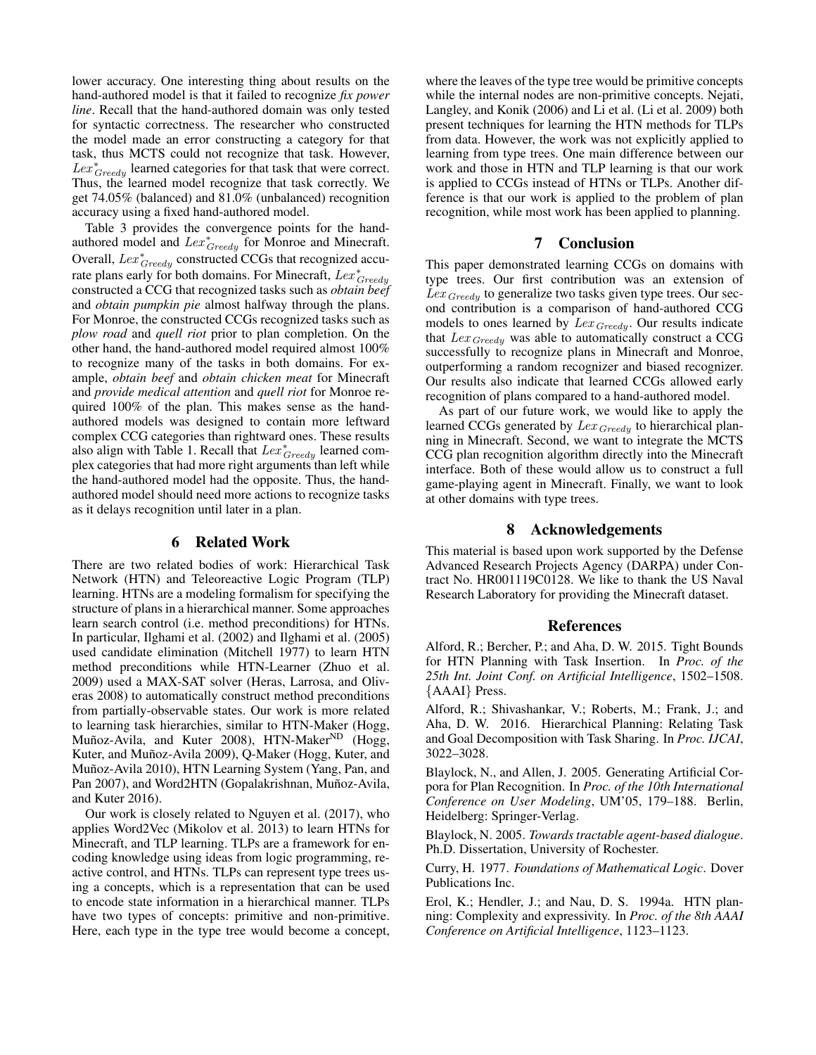lower accuracy. One interesting thing about results on the hand-authored model is that it failed to recognize *fix power line*. Recall that the hand-authored domain was only tested for syntactic correctness. The researcher who constructed the model made an error constructing a category for that task, thus MCTS could not recognize that task. However, $Lex^*_{Greedy}$ learned categories for that task that were correct. Thus, the learned model recognize that task correctly. We get 74.05% (balanced) and 81.0% (unbalanced) recognition accuracy using a fixed hand-authored model.

Table 3 provides the convergence points for the hand-authored model and $Lex^*_{Greedy}$ for Monroe and Minecraft. Overall, $Lex^*_{Greedy}$ constructed CCGs that recognized accurate plans early for both domains. For Minecraft, $Lex^*_{Greedy}$ constructed a CCG that recognized tasks such as *obtain beef* and *obtain pumpkin pie* almost halfway through the plans. For Monroe, the constructed CCGs recognized tasks such as *plow road* and *quell riot* prior to plan completion. On the other hand, the hand-authored model required almost 100% to recognize many of the tasks in both domains. For example, *obtain beef* and *obtain chicken meat* for Minecraft and *provide medical attention* and *quell riot* for Monroe required 100% of the plan. This makes sense as the hand-authored models was designed to contain more leftward complex CCG categories than rightward ones. These results also align with Table 1. Recall that $Lex^*_{Greedy}$ learned complex categories that had more right arguments than left while the hand-authored model had the opposite. Thus, the hand-authored model should need more actions to recognize tasks as it delays recognition until later in a plan.

## 6 Related Work

There are two related bodies of work: Hierarchical Task Network (HTN) and Teleoreactive Logic Program (TLP) learning. HTNs are a modeling formalism for specifying the structure of plans in a hierarchical manner. Some approaches learn search control (i.e. method preconditions) for HTNs. In particular, Ilghami et al. (2002) and Ilghami et al. (2005) used candidate elimination (Mitchell 1977) to learn HTN method preconditions while HTN-Learner (Zhuo et al. 2009) used a MAX-SAT solver (Heras, Larrosa, and Oliveras 2008) to automatically construct method preconditions from partially-observable states. Our work is more related to learning task hierarchies, similar to HTN-Maker (Hogg, Muñoz-Avila, and Kuter 2008), HTN-Maker$^{ND}$ (Hogg, Kuter, and Muñoz-Avila 2009), Q-Maker (Hogg, Kuter, and Muñoz-Avila 2010), HTN Learning System (Yang, Pan, and Pan 2007), and Word2HTN (Gopalakrishnan, Muñoz-Avila, and Kuter 2016).

Our work is closely related to Nguyen et al. (2017), who applies Word2Vec (Mikolov et al. 2013) to learn HTNs for Minecraft, and TLP learning. TLPs are a framework for encoding knowledge using ideas from logic programming, reactive control, and HTNs. TLPs can represent type trees using a concepts, which is a representation that can be used to encode state information in a hierarchical manner. TLPs have two types of concepts: primitive and non-primitive. Here, each type in the type tree would become a concept, where the leaves of the type tree would be primitive concepts while the internal nodes are non-primitive concepts. Nejati, Langley, and Konik (2006) and Li et al. (Li et al. 2009) both present techniques for learning the HTN methods for TLPs from data. However, the work was not explicitly applied to learning from type trees. One main difference between our work and those in HTN and TLP learning is that our work is applied to CCGs instead of HTNs or TLPs. Another difference is that our work is applied to the problem of plan recognition, while most work has been applied to planning.

## 7 Conclusion

This paper demonstrated learning CCGs on domains with type trees. Our first contribution was an extension of $Lex_{Greedy}$ to generalize two tasks given type trees. Our second contribution is a comparison of hand-authored CCG models to ones learned by $Lex_{Greedy}$. Our results indicate that $Lex_{Greedy}$ was able to automatically construct a CCG successfully to recognize plans in Minecraft and Monroe, outperforming a random recognizer and biased recognizer. Our results also indicate that learned CCGs allowed early recognition of plans compared to a hand-authored model.

As part of our future work, we would like to apply the learned CCGs generated by $Lex_{Greedy}$ to hierarchical planning in Minecraft. Second, we want to integrate the MCTS CCG plan recognition algorithm directly into the Minecraft interface. Both of these would allow us to construct a full game-playing agent in Minecraft. Finally, we want to look at other domains with type trees.

## 8 Acknowledgements

This material is based upon work supported by the Defense Advanced Research Projects Agency (DARPA) under Contract No. HR001119C0128. We like to thank the US Naval Research Laboratory for providing the Minecraft dataset.

## References

Alford, R.; Bercher, P.; and Aha, D. W. 2015. Tight Bounds for HTN Planning with Task Insertion. In *Proc. of the 25th Int. Joint Conf. on Artificial Intelligence*, 1502–1508. {AAAI} Press.

Alford, R.; Shivashankar, V.; Roberts, M.; Frank, J.; and Aha, D. W. 2016. Hierarchical Planning: Relating Task and Goal Decomposition with Task Sharing. In *Proc. IJCAI*, 3022–3028.

Blaylock, N., and Allen, J. 2005. Generating Artificial Corpora for Plan Recognition. In *Proc. of the 10th International Conference on User Modeling*, UM'05, 179–188. Berlin, Heidelberg: Springer-Verlag.

Blaylock, N. 2005. *Towards tractable agent-based dialogue*. Ph.D. Dissertation, University of Rochester.

Curry, H. 1977. *Foundations of Mathematical Logic*. Dover Publications Inc.

Erol, K.; Hendler, J.; and Nau, D. S. 1994a. HTN planning: Complexity and expressivity. In *Proc. of the 8th AAAI Conference on Artificial Intelligence*, 1123–1123.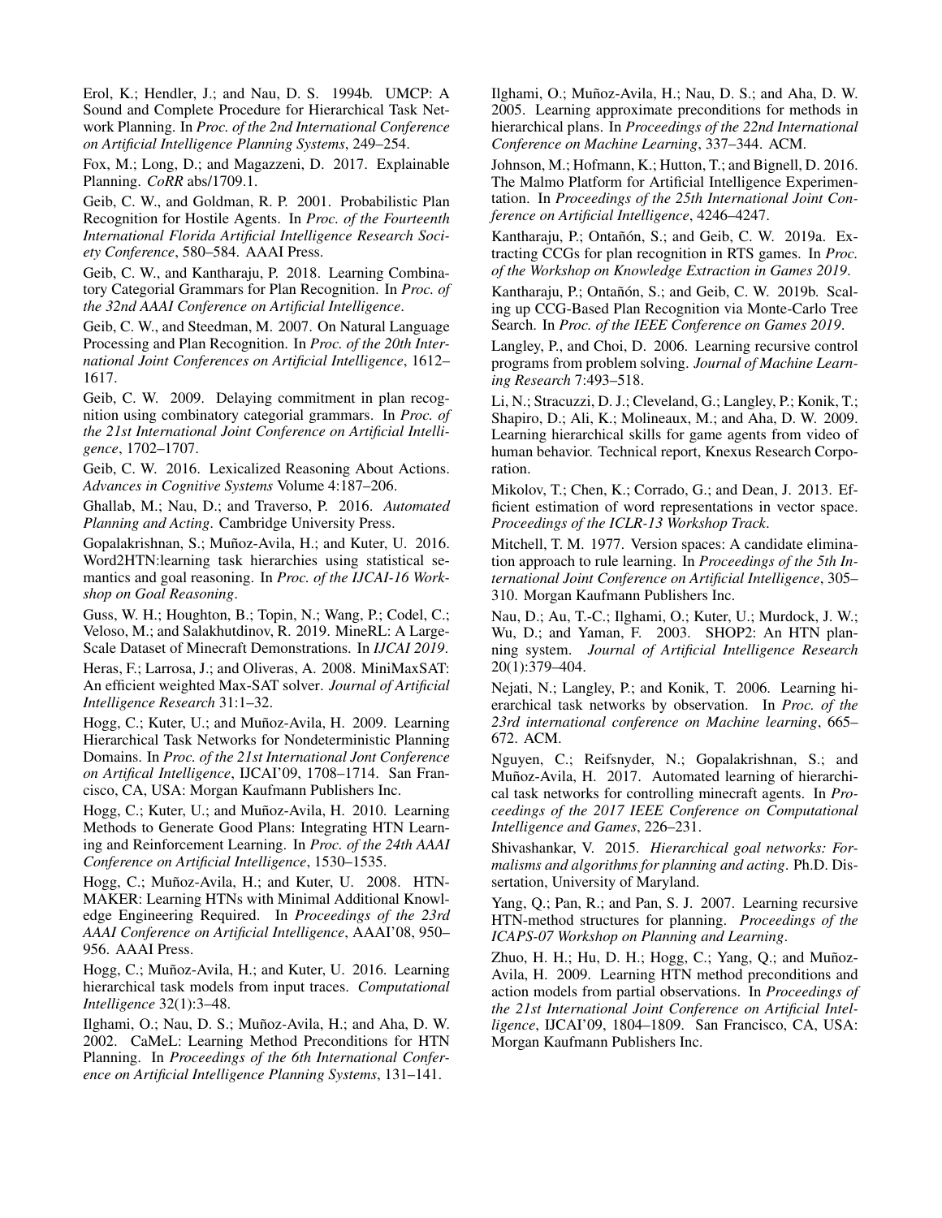Erol, K.; Hendler, J.; and Nau, D. S. 1994b. UMCP: A Sound and Complete Procedure for Hierarchical Task Network Planning. In *Proc. of the 2nd International Conference on Artificial Intelligence Planning Systems*, 249–254.

Fox, M.; Long, D.; and Magazzeni, D. 2017. Explainable Planning. *CoRR* abs/1709.1.

Geib, C. W., and Goldman, R. P. 2001. Probabilistic Plan Recognition for Hostile Agents. In *Proc. of the Fourteenth International Florida Artificial Intelligence Research Society Conference*, 580–584. AAAI Press.

Geib, C. W., and Kantharaju, P. 2018. Learning Combinatory Categorial Grammars for Plan Recognition. In *Proc. of the 32nd AAAI Conference on Artificial Intelligence*.

Geib, C. W., and Steedman, M. 2007. On Natural Language Processing and Plan Recognition. In *Proc. of the 20th International Joint Conferences on Artificial Intelligence*, 1612–1617.

Geib, C. W. 2009. Delaying commitment in plan recognition using combinatory categorial grammars. In *Proc. of the 21st International Joint Conference on Artificial Intelligence*, 1702–1707.

Geib, C. W. 2016. Lexicalized Reasoning About Actions. *Advances in Cognitive Systems* Volume 4:187–206.

Ghallab, M.; Nau, D.; and Traverso, P. 2016. *Automated Planning and Acting*. Cambridge University Press.

Gopalakrishnan, S.; Muñoz-Avila, H.; and Kuter, U. 2016. Word2HTN:learning task hierarchies using statistical semantics and goal reasoning. In *Proc. of the IJCAI-16 Workshop on Goal Reasoning*.

Guss, W. H.; Houghton, B.; Topin, N.; Wang, P.; Codel, C.; Veloso, M.; and Salakhutdinov, R. 2019. MineRL: A Large-Scale Dataset of Minecraft Demonstrations. In *IJCAI 2019*.

Heras, F.; Larrosa, J.; and Oliveras, A. 2008. MiniMaxSAT: An efficient weighted Max-SAT solver. *Journal of Artificial Intelligence Research* 31:1–32.

Hogg, C.; Kuter, U.; and Muñoz-Avila, H. 2009. Learning Hierarchical Task Networks for Nondeterministic Planning Domains. In *Proc. of the 21st International Jont Conference on Artifical Intelligence*, IJCAI'09, 1708–1714. San Francisco, CA, USA: Morgan Kaufmann Publishers Inc.

Hogg, C.; Kuter, U.; and Muñoz-Avila, H. 2010. Learning Methods to Generate Good Plans: Integrating HTN Learning and Reinforcement Learning. In *Proc. of the 24th AAAI Conference on Artificial Intelligence*, 1530–1535.

Hogg, C.; Muñoz-Avila, H.; and Kuter, U. 2008. HTN-MAKER: Learning HTNs with Minimal Additional Knowledge Engineering Required. In *Proceedings of the 23rd AAAI Conference on Artificial Intelligence*, AAAI'08, 950–956. AAAI Press.

Hogg, C.; Muñoz-Avila, H.; and Kuter, U. 2016. Learning hierarchical task models from input traces. *Computational Intelligence* 32(1):3–48.

Ilghami, O.; Nau, D. S.; Muñoz-Avila, H.; and Aha, D. W. 2002. CaMeL: Learning Method Preconditions for HTN Planning. In *Proceedings of the 6th International Conference on Artificial Intelligence Planning Systems*, 131–141.

Ilghami, O.; Muñoz-Avila, H.; Nau, D. S.; and Aha, D. W. 2005. Learning approximate preconditions for methods in hierarchical plans. In *Proceedings of the 22nd International Conference on Machine Learning*, 337–344. ACM.

Johnson, M.; Hofmann, K.; Hutton, T.; and Bignell, D. 2016. The Malmo Platform for Artificial Intelligence Experimentation. In *Proceedings of the 25th International Joint Conference on Artificial Intelligence*, 4246–4247.

Kantharaju, P.; Ontañón, S.; and Geib, C. W. 2019a. Extracting CCGs for plan recognition in RTS games. In *Proc. of the Workshop on Knowledge Extraction in Games 2019*.

Kantharaju, P.; Ontañón, S.; and Geib, C. W. 2019b. Scaling up CCG-Based Plan Recognition via Monte-Carlo Tree Search. In *Proc. of the IEEE Conference on Games 2019*.

Langley, P., and Choi, D. 2006. Learning recursive control programs from problem solving. *Journal of Machine Learning Research* 7:493–518.

Li, N.; Stracuzzi, D. J.; Cleveland, G.; Langley, P.; Konik, T.; Shapiro, D.; Ali, K.; Molineaux, M.; and Aha, D. W. 2009. Learning hierarchical skills for game agents from video of human behavior. Technical report, Knexus Research Corporation.

Mikolov, T.; Chen, K.; Corrado, G.; and Dean, J. 2013. Efficient estimation of word representations in vector space. *Proceedings of the ICLR-13 Workshop Track*.

Mitchell, T. M. 1977. Version spaces: A candidate elimination approach to rule learning. In *Proceedings of the 5th International Joint Conference on Artificial Intelligence*, 305–310. Morgan Kaufmann Publishers Inc.

Nau, D.; Au, T.-C.; Ilghami, O.; Kuter, U.; Murdock, J. W.; Wu, D.; and Yaman, F. 2003. SHOP2: An HTN planning system. *Journal of Artificial Intelligence Research* 20(1):379–404.

Nejati, N.; Langley, P.; and Konik, T. 2006. Learning hierarchical task networks by observation. In *Proc. of the 23rd international conference on Machine learning*, 665–672. ACM.

Nguyen, C.; Reifsnyder, N.; Gopalakrishnan, S.; and Muñoz-Avila, H. 2017. Automated learning of hierarchical task networks for controlling minecraft agents. In *Proceedings of the 2017 IEEE Conference on Computational Intelligence and Games*, 226–231.

Shivashankar, V. 2015. *Hierarchical goal networks: Formalisms and algorithms for planning and acting*. Ph.D. Dissertation, University of Maryland.

Yang, Q.; Pan, R.; and Pan, S. J. 2007. Learning recursive HTN-method structures for planning. *Proceedings of the ICAPS-07 Workshop on Planning and Learning*.

Zhuo, H. H.; Hu, D. H.; Hogg, C.; Yang, Q.; and Muñoz-Avila, H. 2009. Learning HTN method preconditions and action models from partial observations. In *Proceedings of the 21st International Joint Conference on Artificial Intelligence*, IJCAI'09, 1804–1809. San Francisco, CA, USA: Morgan Kaufmann Publishers Inc.